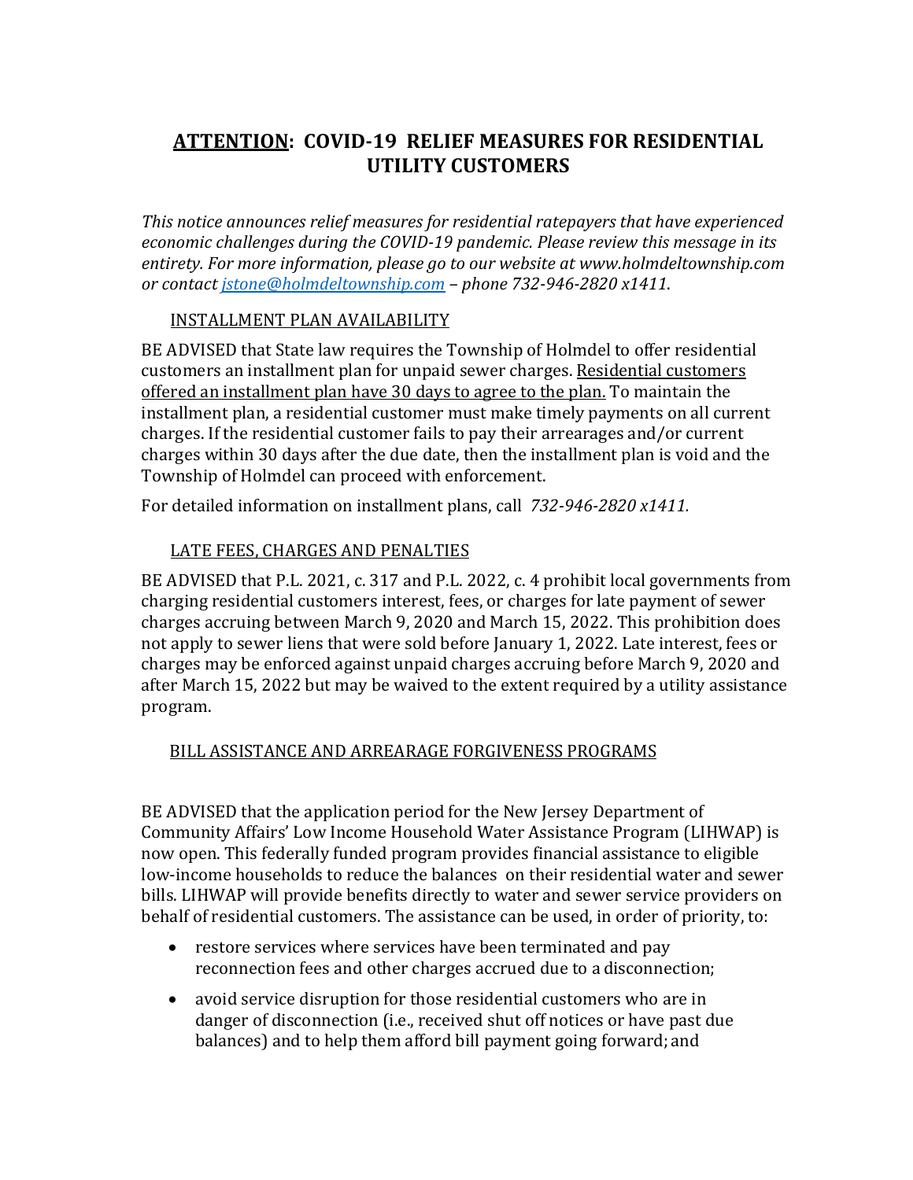# **ATTENTION: COVID-19 RELIEF MEASURES FOR RESIDENTIAL UTILITY CUSTOMERS**

*This notice announces relief measures for residential ratepayers that have experienced economic challenges during the COVID-19 pandemic. Please review this message in its entirety. For more information, please go to our website at www.holmdeltownship.com or contact [jstone@holmdeltownship.com](mailto:jstone@holmdeltownship.com) – phone 732-946-2820 x1411*.

## INSTALLMENT PLAN AVAILABILITY

BE ADVISED that State law requires the Township of Holmdel to offer residential customers an installment plan for unpaid sewer charges. Residential customers offered an installment plan have 30 days to agree to the plan. To maintain the installment plan, a residential customer must make timely payments on all current charges. If the residential customer fails to pay their arrearages and/or current charges within 30 days after the due date, then the installment plan is void and the Township of Holmdel can proceed with enforcement.

For detailed information on installment plans, call *732-946-2820 x1411.*

## LATE FEES, CHARGES AND PENALTIES

BE ADVISED that P.L. 2021, c. 317 and P.L. 2022, c. 4 prohibit local governments from charging residential customers interest, fees, or charges for late payment of sewer charges accruing between March 9, 2020 and March 15, 2022. This prohibition does not apply to sewer liens that were sold before January 1, 2022. Late interest, fees or charges may be enforced against unpaid charges accruing before March 9, 2020 and after March 15, 2022 but may be waived to the extent required by a utility assistance program.

## BILL ASSISTANCE AND ARREARAGE FORGIVENESS PROGRAMS

BE ADVISED that the application period for the New Jersey Department of Community Affairs' Low Income Household Water Assistance Program (LIHWAP) is now open. This federally funded program provides financial assistance to eligible low-income households to reduce the balances on their residential water and sewer bills. LIHWAP will provide benefits directly to water and sewer service providers on behalf of residential customers. The assistance can be used, in order of priority, to:

- restore services where services have been terminated and pay reconnection fees and other charges accrued due to a disconnection;
- avoid service disruption for those residential customers who are in danger of disconnection (i.e., received shut off notices or have past due balances) and to help them afford bill payment going forward; and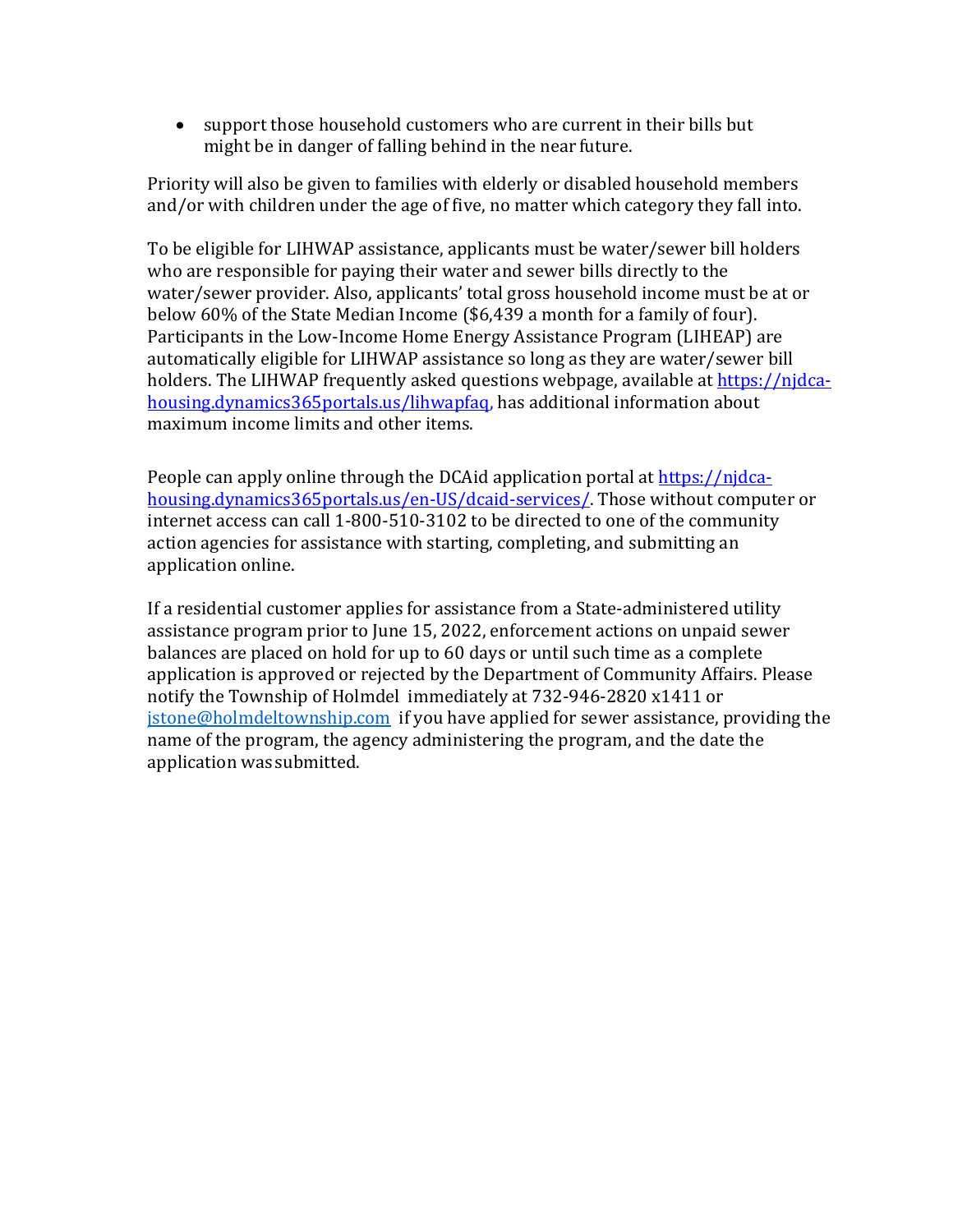- support those household customers who are current in their bills but might be in danger of falling behind in the near future.

Priority will also be given to families with elderly or disabled household members and/or with children under the age of five, no matter which category they fall into.

To be eligible for LIHWAP assistance, applicants must be water/sewer bill holders who are responsible for paying their water and sewer bills directly to the water/sewer provider. Also, applicants' total gross household income must be at or below 60% of the State Median Income ($6,439 a month for a family of four). Participants in the Low-Income Home Energy Assistance Program (LIHEAP) are automatically eligible for LIHWAP assistance so long as they are water/sewer bill holders. The LIHWAP frequently asked questions webpage, available at [https://njdca-housing.dynamics365portals.us/lihwapfaq](https://njdca-housing.dynamics365portals.us/lihwapfaq), has additional information about maximum income limits and other items.

People can apply online through the DCAid application portal at [https://njdca-housing.dynamics365portals.us/en-US/dcaid-services/](https://njdca-housing.dynamics365portals.us/en-US/dcaid-services/). Those without computer or internet access can call 1-800-510-3102 to be directed to one of the community action agencies for assistance with starting, completing, and submitting an application online.

If a residential customer applies for assistance from a State-administered utility assistance program prior to June 15, 2022, enforcement actions on unpaid sewer balances are placed on hold for up to 60 days or until such time as a complete application is approved or rejected by the Department of Community Affairs. Please notify the Township of Holmdel immediately at 732-946-2820 x1411 or [jstone@holmdeltownship.com](mailto:jstone@holmdeltownship.com) if you have applied for sewer assistance, providing the name of the program, the agency administering the program, and the date the application was submitted.